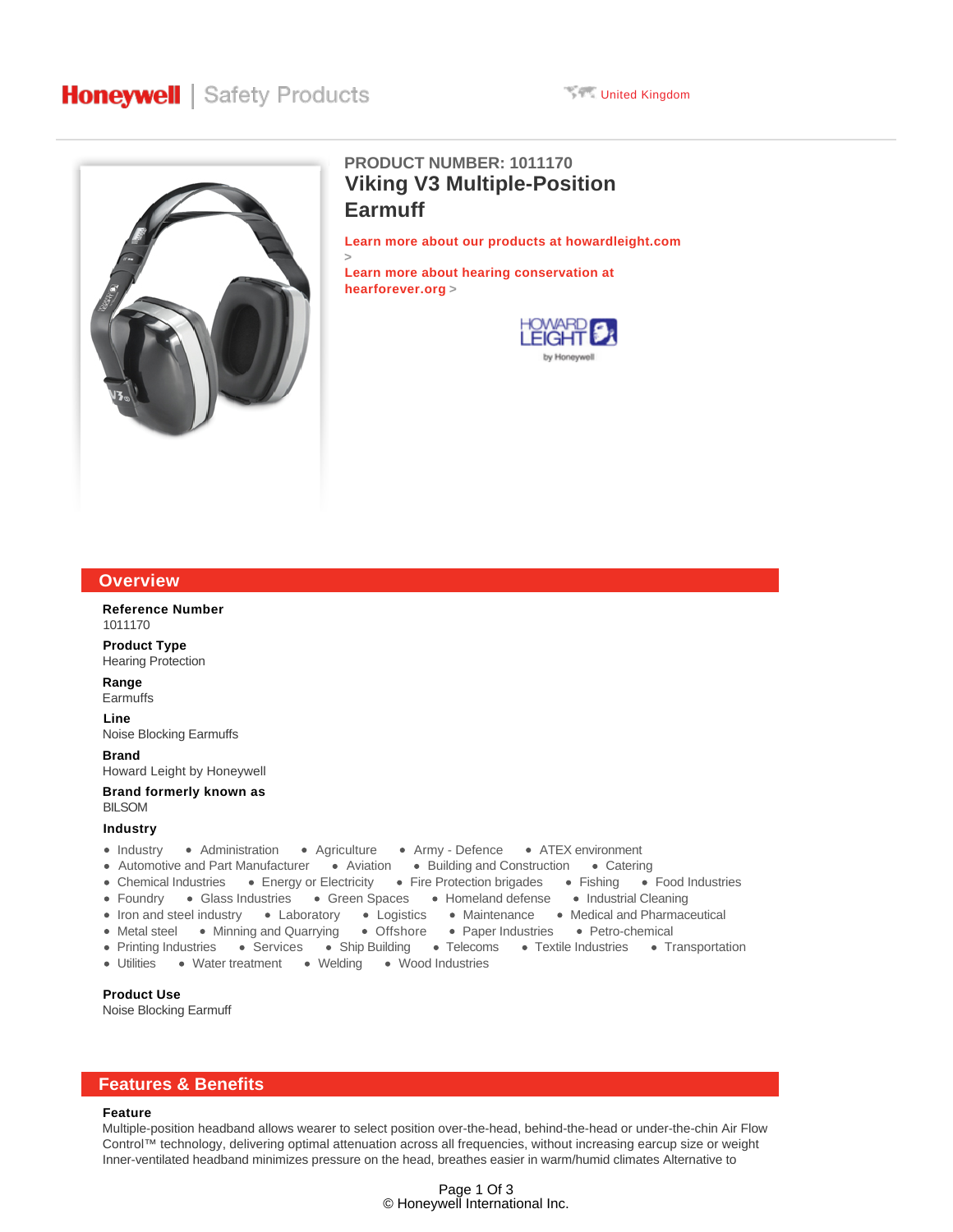Honeywell | Safety Products

United Kingdom

PRODUCT NUMBER: 1011170

# Viking V3 Multiple-Position Earmuff

Learn more about our products at howardleight.com >

Learn more about hearing conservation at hearforever.org >

## Overview

**Reference Number**
1011170

**Product Type**
Hearing Protection

**Range**
Earmuffs

**Line**
Noise Blocking Earmuffs

**Brand**
Howard Leight by Honeywell

**Brand formerly known as**
BILSOM

**Industry**

- Industry
- Administration
- Agriculture
- Army - Defence
- ATEX environment
- Automotive and Part Manufacturer
- Aviation
- Building and Construction
- Catering
- Chemical Industries
- Energy or Electricity
- Fire Protection brigades
- Fishing
- Food Industries
- Foundry
- Glass Industries
- Green Spaces
- Homeland defense
- Industrial Cleaning
- Iron and steel industry
- Laboratory
- Logistics
- Maintenance
- Medical and Pharmaceutical
- Metal steel
- Minning and Quarrying
- Offshore
- Paper Industries
- Petro-chemical
- Printing Industries
- Services
- Ship Building
- Telecoms
- Textile Industries
- Transportation
- Utilities
- Water treatment
- Welding
- Wood Industries

**Product Use**
Noise Blocking Earmuff

## Features & Benefits

**Feature**
Multiple-position headband allows wearer to select position over-the-head, behind-the-head or under-the-chin Air Flow Control™ technology, delivering optimal attenuation across all frequencies, without increasing earcup size or weight Inner-ventilated headband minimizes pressure on the head, breathes easier in warm/humid climates Alternative to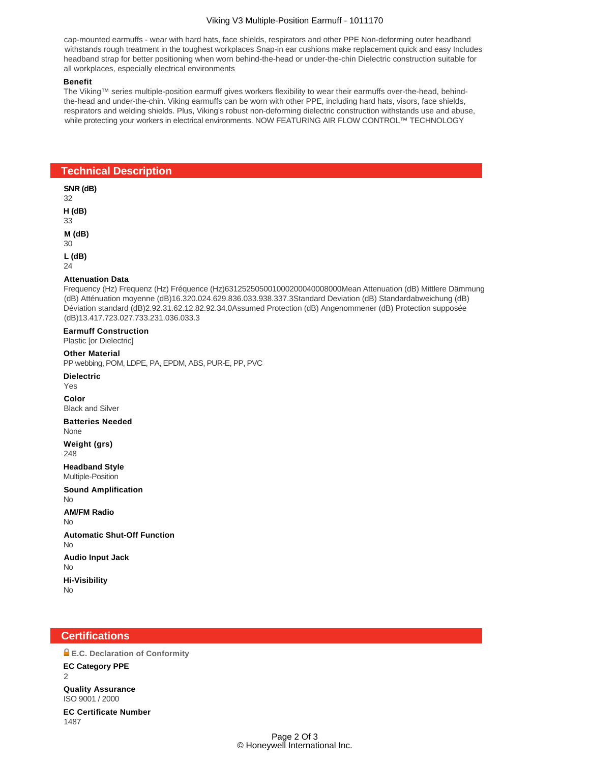cap-mounted earmuffs - wear with hard hats, face shields, respirators and other PPE Non-deforming outer headband withstands rough treatment in the toughest workplaces Snap-in ear cushions make replacement quick and easy Includes headband strap for better positioning when worn behind-the-head or under-the-chin Dielectric construction suitable for all workplaces, especially electrical environments

**Benefit**

The Viking™ series multiple-position earmuff gives workers flexibility to wear their earmuffs over-the-head, behind-the-head and under-the-chin. Viking earmuffs can be worn with other PPE, including hard hats, visors, face shields, respirators and welding shields. Plus, Viking's robust non-deforming dielectric construction withstands use and abuse, while protecting your workers in electrical environments. NOW FEATURING AIR FLOW CONTROL™ TECHNOLOGY

## Technical Description

**SNR (dB)**
32

**H (dB)**
33

**M (dB)**
30

**L (dB)**
24

**Attenuation Data**
Frequency (Hz) Frequenz (Hz) Fréquence (Hz)63125250500100020004000800Mean Attenuation (dB) Mittlere Dämmung (dB) Atténuation moyenne (dB)16.320.024.629.836.033.938.337.3Standard Deviation (dB) Standardabweichung (dB) Déviation standard (dB)2.92.31.62.12.82.92.34.0Assumed Protection (dB) Angenommener (dB) Protection supposée (dB)13.417.723.027.733.231.036.033.3

**Earmuff Construction**
Plastic [or Dielectric]

**Other Material**
PP webbing, POM, LDPE, PA, EPDM, ABS, PUR-E, PP, PVC

**Dielectric**
Yes

**Color**
Black and Silver

**Batteries Needed**
None

**Weight (grs)**
248

**Headband Style**
Multiple-Position

**Sound Amplification**
No

**AM/FM Radio**
No

**Automatic Shut-Off Function**
No

**Audio Input Jack**
No

**Hi-Visibility**
No

## Certifications

**E.C. Declaration of Conformity**

**EC Category PPE**
2

**Quality Assurance**
ISO 9001 / 2000

**EC Certificate Number**
1487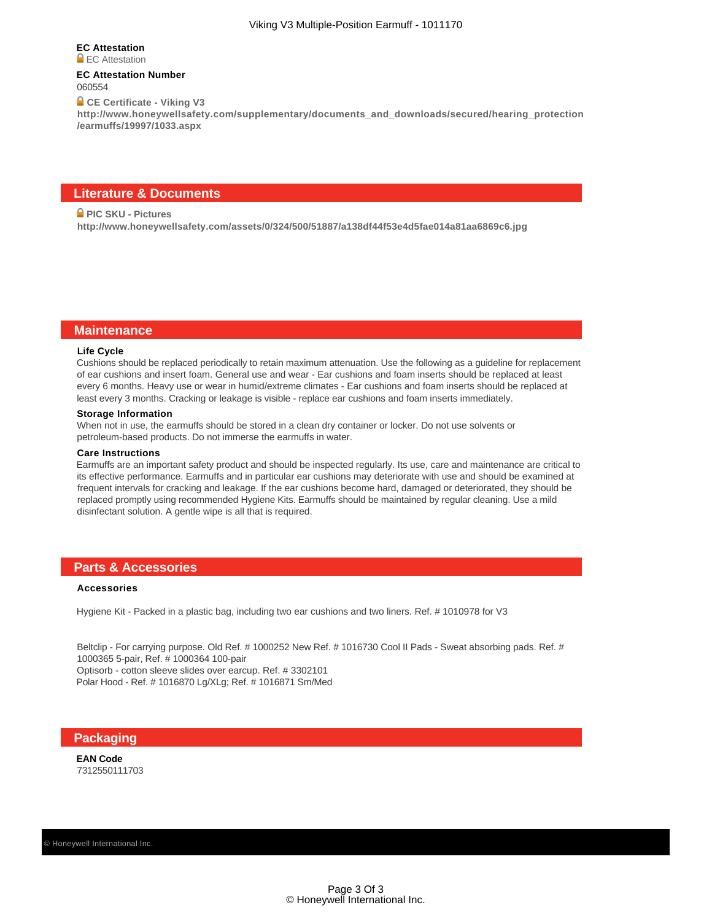**EC Attestation**

EC Attestation

**EC Attestation Number**

060554

**CE Certificate - Viking V3**

**http://www.honeywellsafety.com/supplementary/documents_and_downloads/secured/hearing_protection/earmuffs/19997/1033.aspx**

## Literature & Documents

**PIC SKU - Pictures**

**http://www.honeywellsafety.com/assets/0/324/500/51887/a138df44f53e4d5fae014a81aa6869c6.jpg**

## Maintenance

**Life Cycle**

Cushions should be replaced periodically to retain maximum attenuation. Use the following as a guideline for replacement of ear cushions and insert foam. General use and wear - Ear cushions and foam inserts should be replaced at least every 6 months. Heavy use or wear in humid/extreme climates - Ear cushions and foam inserts should be replaced at least every 3 months. Cracking or leakage is visible - replace ear cushions and foam inserts immediately.

**Storage Information**

When not in use, the earmuffs should be stored in a clean dry container or locker. Do not use solvents or petroleum-based products. Do not immerse the earmuffs in water.

**Care Instructions**

Earmuffs are an important safety product and should be inspected regularly. Its use, care and maintenance are critical to its effective performance. Earmuffs and in particular ear cushions may deteriorate with use and should be examined at frequent intervals for cracking and leakage. If the ear cushions become hard, damaged or deteriorated, they should be replaced promptly using recommended Hygiene Kits. Earmuffs should be maintained by regular cleaning. Use a mild disinfectant solution. A gentle wipe is all that is required.

## Parts & Accessories

**Accessories**

Hygiene Kit - Packed in a plastic bag, including two ear cushions and two liners. Ref. # 1010978 for V3

Beltclip - For carrying purpose. Old Ref. # 1000252 New Ref. # 1016730 Cool II Pads - Sweat absorbing pads. Ref. # 1000365 5-pair, Ref. # 1000364 100-pair
Optisorb - cotton sleeve slides over earcup. Ref. # 3302101
Polar Hood - Ref. # 1016870 Lg/XLg; Ref. # 1016871 Sm/Med

## Packaging

**EAN Code**

7312550111703